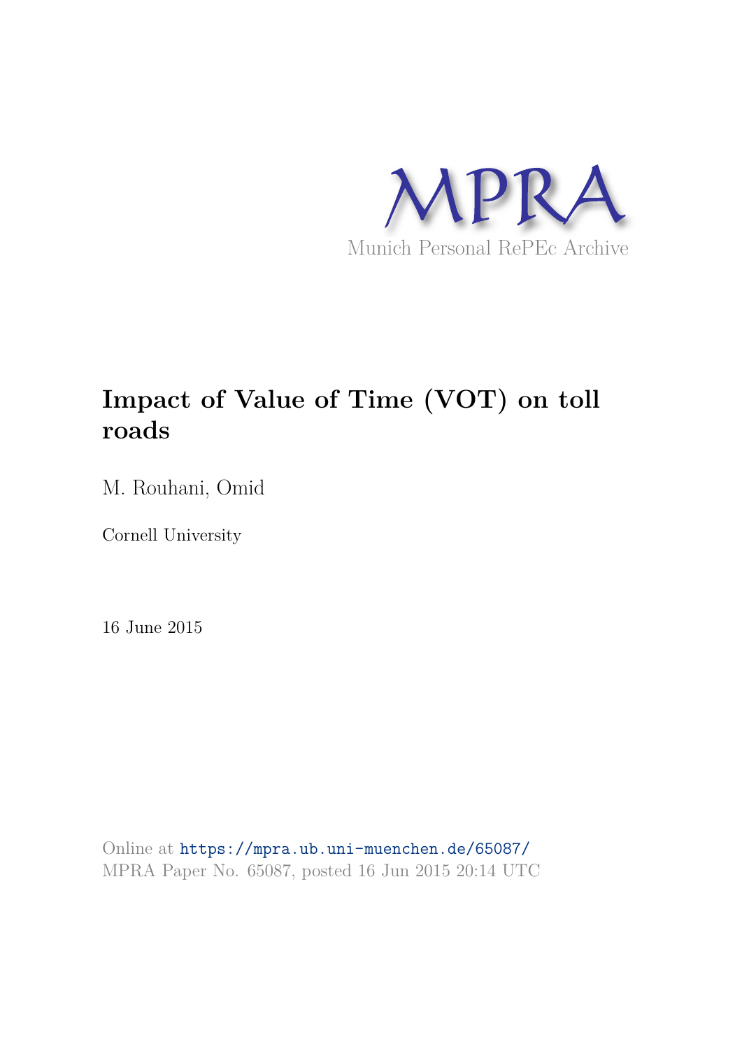MPRA

Munich Personal RePEc Archive

# Impact of Value of Time (VOT) on toll roads

M. Rouhani, Omid

Cornell University

16 June 2015

Online at https://mpra.ub.uni-muenchen.de/65087/
MPRA Paper No. 65087, posted 16 Jun 2015 20:14 UTC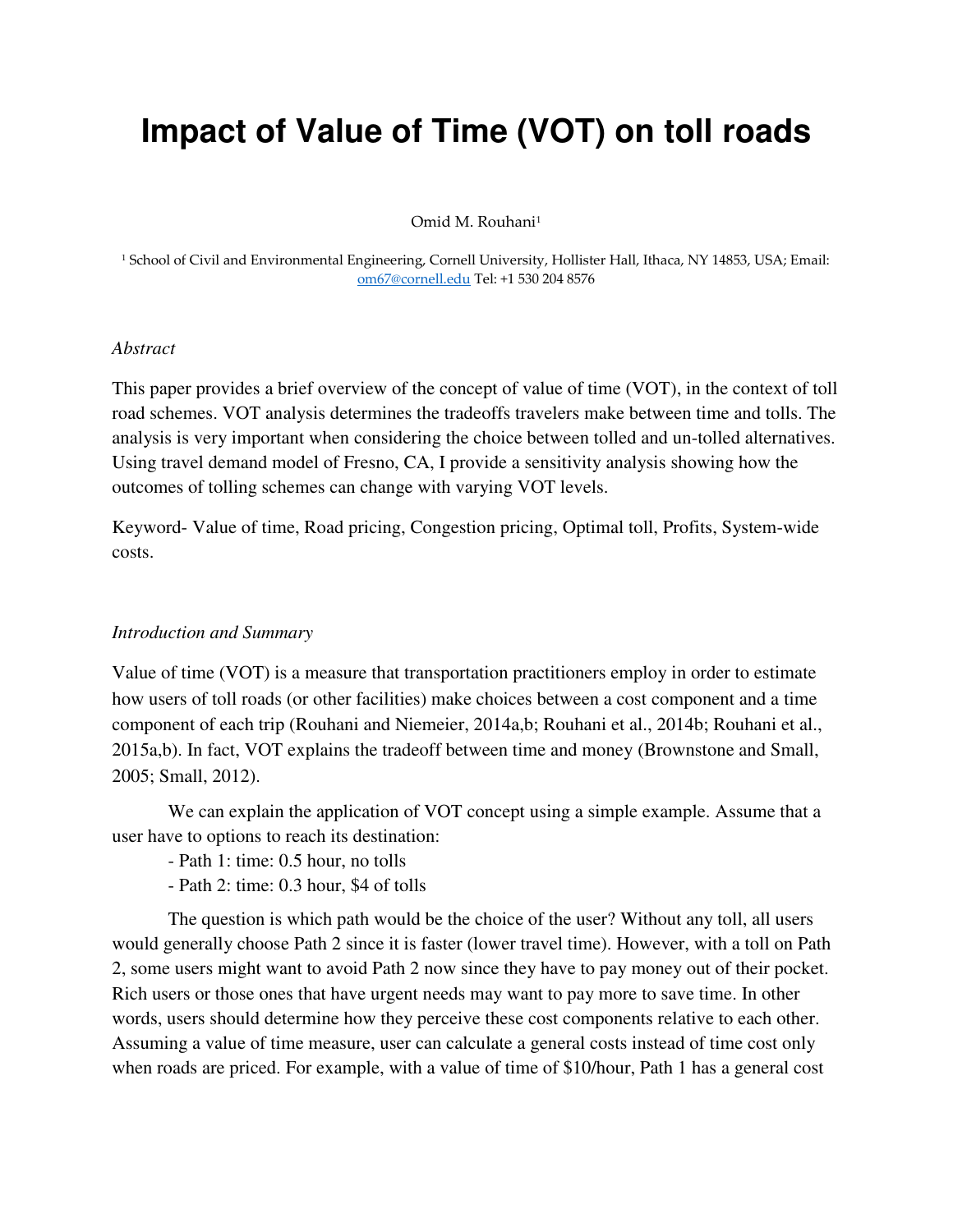# Impact of Value of Time (VOT) on toll roads

Omid M. Rouhani[1]

[1] School of Civil and Environmental Engineering, Cornell University, Hollister Hall, Ithaca, NY 14853, USA; Email: om67@cornell.edu Tel: +1 530 204 8576

*Abstract*

This paper provides a brief overview of the concept of value of time (VOT), in the context of toll road schemes. VOT analysis determines the tradeoffs travelers make between time and tolls. The analysis is very important when considering the choice between tolled and un-tolled alternatives. Using travel demand model of Fresno, CA, I provide a sensitivity analysis showing how the outcomes of tolling schemes can change with varying VOT levels.

Keyword- Value of time, Road pricing, Congestion pricing, Optimal toll, Profits, System-wide costs.

*Introduction and Summary*

Value of time (VOT) is a measure that transportation practitioners employ in order to estimate how users of toll roads (or other facilities) make choices between a cost component and a time component of each trip (Rouhani and Niemeier, 2014a,b; Rouhani et al., 2014b; Rouhani et al., 2015a,b). In fact, VOT explains the tradeoff between time and money (Brownstone and Small, 2005; Small, 2012).

We can explain the application of VOT concept using a simple example. Assume that a user have to options to reach its destination:

- Path 1: time: 0.5 hour, no tolls
- Path 2: time: 0.3 hour, $4 of tolls

The question is which path would be the choice of the user? Without any toll, all users would generally choose Path 2 since it is faster (lower travel time). However, with a toll on Path 2, some users might want to avoid Path 2 now since they have to pay money out of their pocket. Rich users or those ones that have urgent needs may want to pay more to save time. In other words, users should determine how they perceive these cost components relative to each other. Assuming a value of time measure, user can calculate a general costs instead of time cost only when roads are priced. For example, with a value of time of $10/hour, Path 1 has a general cost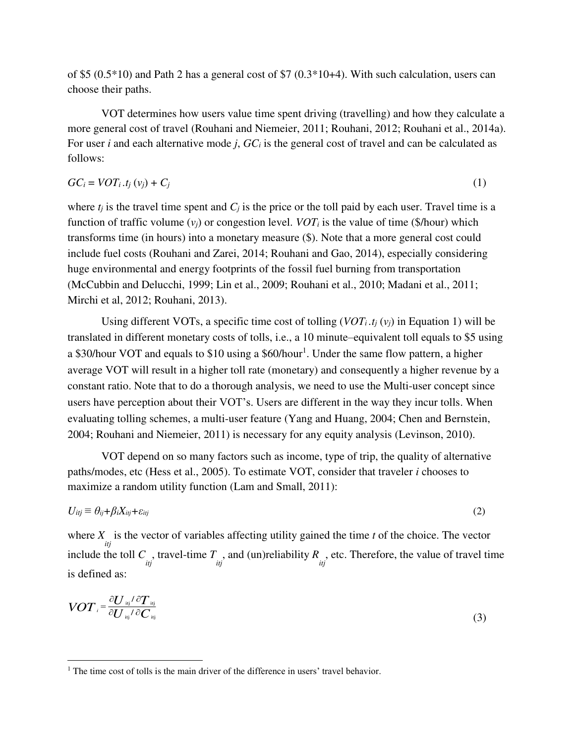of \$5 (0.5*10) and Path 2 has a general cost of \$7 (0.3*10+4). With such calculation, users can choose their paths.

VOT determines how users value time spent driving (travelling) and how they calculate a more general cost of travel (Rouhani and Niemeier, 2011; Rouhani, 2012; Rouhani et al., 2014a). For user $i$ and each alternative mode $j$, $GC_i$ is the general cost of travel and can be calculated as follows:

$$GC_i = VOT_i \, . t_j \,(v_j) + C_j \tag{1}$$

where $t_j$ is the travel time spent and $C_j$ is the price or the toll paid by each user. Travel time is a function of traffic volume ($v_j$) or congestion level. $VOT_i$ is the value of time (\$/hour) which transforms time (in hours) into a monetary measure (\$). Note that a more general cost could include fuel costs (Rouhani and Zarei, 2014; Rouhani and Gao, 2014), especially considering huge environmental and energy footprints of the fossil fuel burning from transportation (McCubbin and Delucchi, 1999; Lin et al., 2009; Rouhani et al., 2010; Madani et al., 2011; Mirchi et al, 2012; Rouhani, 2013).

Using different VOTs, a specific time cost of tolling ($VOT_i \, . t_j \,(v_j)$ in Equation 1) will be translated in different monetary costs of tolls, i.e., a 10 minute–equivalent toll equals to \$5 using a \$30/hour VOT and equals to \$10 using a \$60/hour[1]. Under the same flow pattern, a higher average VOT will result in a higher toll rate (monetary) and consequently a higher revenue by a constant ratio. Note that to do a thorough analysis, we need to use the Multi-user concept since users have perception about their VOT's. Users are different in the way they incur tolls. When evaluating tolling schemes, a multi-user feature (Yang and Huang, 2004; Chen and Bernstein, 2004; Rouhani and Niemeier, 2011) is necessary for any equity analysis (Levinson, 2010).

VOT depend on so many factors such as income, type of trip, the quality of alternative paths/modes, etc (Hess et al., 2005). To estimate VOT, consider that traveler $i$ chooses to maximize a random utility function (Lam and Small, 2011):

$$U_{itj} \equiv \theta_{ij} + \beta_i X_{itj} + \varepsilon_{itj} \tag{2}$$

where $X_{itj}$ is the vector of variables affecting utility gained the time $t$ of the choice. The vector include the toll $C_{itj}$, travel-time $T_{itj}$, and (un)reliability $R_{itj}$, etc. Therefore, the value of travel time is defined as:

$$VOT_i = \frac{\partial U_{itj} / \partial T_{itj}}{\partial U_{itj} / \partial C_{itj}} \tag{3}$$

[1] The time cost of tolls is the main driver of the difference in users' travel behavior.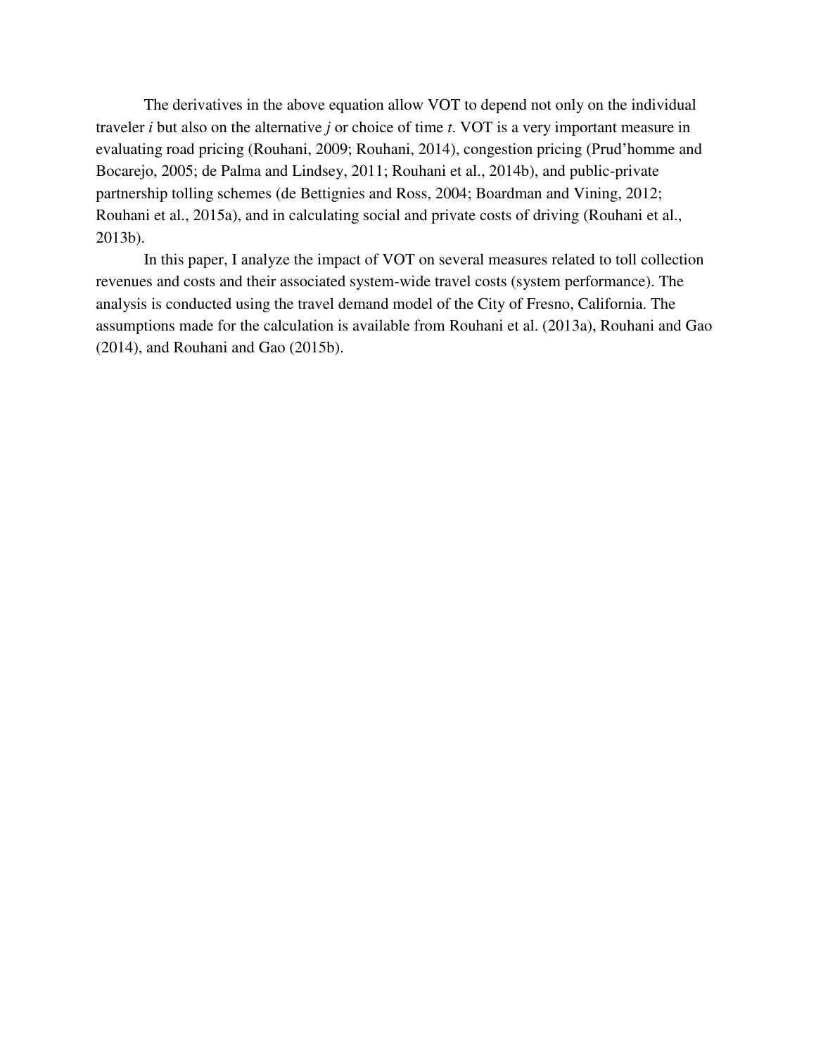The derivatives in the above equation allow VOT to depend not only on the individual traveler $i$ but also on the alternative $j$ or choice of time $t$. VOT is a very important measure in evaluating road pricing (Rouhani, 2009; Rouhani, 2014), congestion pricing (Prud'homme and Bocarejo, 2005; de Palma and Lindsey, 2011; Rouhani et al., 2014b), and public-private partnership tolling schemes (de Bettignies and Ross, 2004; Boardman and Vining, 2012; Rouhani et al., 2015a), and in calculating social and private costs of driving (Rouhani et al., 2013b).

In this paper, I analyze the impact of VOT on several measures related to toll collection revenues and costs and their associated system-wide travel costs (system performance). The analysis is conducted using the travel demand model of the City of Fresno, California. The assumptions made for the calculation is available from Rouhani et al. (2013a), Rouhani and Gao (2014), and Rouhani and Gao (2015b).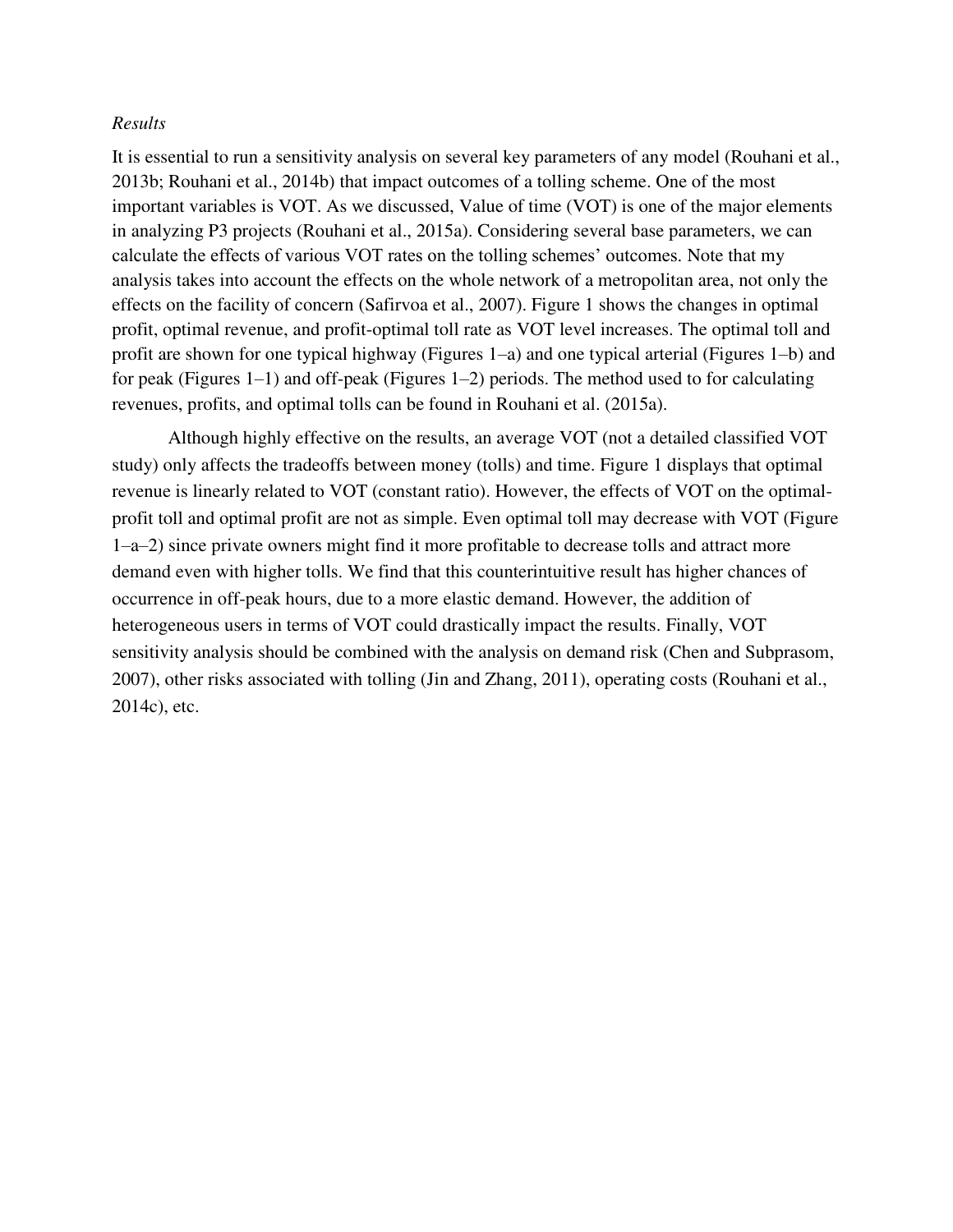*Results*

It is essential to run a sensitivity analysis on several key parameters of any model (Rouhani et al., 2013b; Rouhani et al., 2014b) that impact outcomes of a tolling scheme. One of the most important variables is VOT. As we discussed, Value of time (VOT) is one of the major elements in analyzing P3 projects (Rouhani et al., 2015a). Considering several base parameters, we can calculate the effects of various VOT rates on the tolling schemes' outcomes. Note that my analysis takes into account the effects on the whole network of a metropolitan area, not only the effects on the facility of concern (Safirvoa et al., 2007). Figure 1 shows the changes in optimal profit, optimal revenue, and profit-optimal toll rate as VOT level increases. The optimal toll and profit are shown for one typical highway (Figures 1–a) and one typical arterial (Figures 1–b) and for peak (Figures 1–1) and off-peak (Figures 1–2) periods. The method used to for calculating revenues, profits, and optimal tolls can be found in Rouhani et al. (2015a).

Although highly effective on the results, an average VOT (not a detailed classified VOT study) only affects the tradeoffs between money (tolls) and time. Figure 1 displays that optimal revenue is linearly related to VOT (constant ratio). However, the effects of VOT on the optimal-profit toll and optimal profit are not as simple. Even optimal toll may decrease with VOT (Figure 1–a–2) since private owners might find it more profitable to decrease tolls and attract more demand even with higher tolls. We find that this counterintuitive result has higher chances of occurrence in off-peak hours, due to a more elastic demand. However, the addition of heterogeneous users in terms of VOT could drastically impact the results. Finally, VOT sensitivity analysis should be combined with the analysis on demand risk (Chen and Subprasom, 2007), other risks associated with tolling (Jin and Zhang, 2011), operating costs (Rouhani et al., 2014c), etc.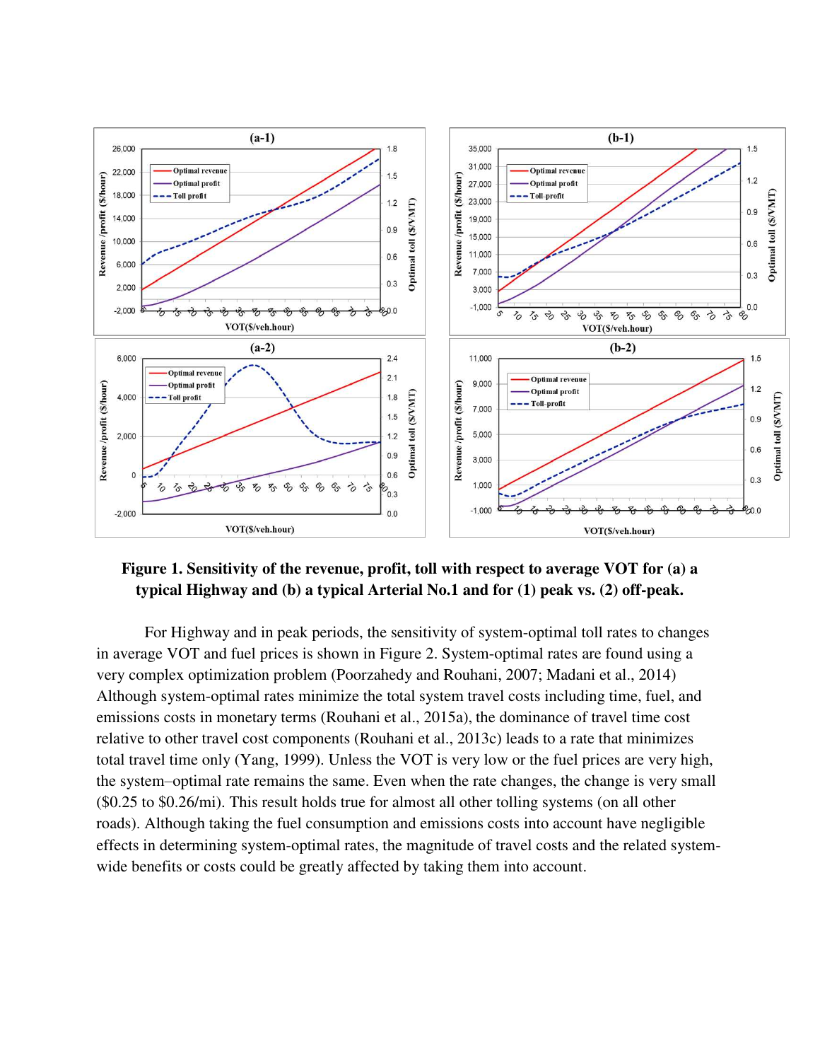**Figure 1. Sensitivity of the revenue, profit, toll with respect to average VOT for (a) a typical Highway and (b) a typical Arterial No.1 and for (1) peak vs. (2) off-peak.**

For Highway and in peak periods, the sensitivity of system-optimal toll rates to changes in average VOT and fuel prices is shown in Figure 2. System-optimal rates are found using a very complex optimization problem (Poorzahedy and Rouhani, 2007; Madani et al., 2014) Although system-optimal rates minimize the total system travel costs including time, fuel, and emissions costs in monetary terms (Rouhani et al., 2015a), the dominance of travel time cost relative to other travel cost components (Rouhani et al., 2013c) leads to a rate that minimizes total travel time only (Yang, 1999). Unless the VOT is very low or the fuel prices are very high, the system–optimal rate remains the same. Even when the rate changes, the change is very small ($0.25 to $0.26/mi). This result holds true for almost all other tolling systems (on all other roads). Although taking the fuel consumption and emissions costs into account have negligible effects in determining system-optimal rates, the magnitude of travel costs and the related system-wide benefits or costs could be greatly affected by taking them into account.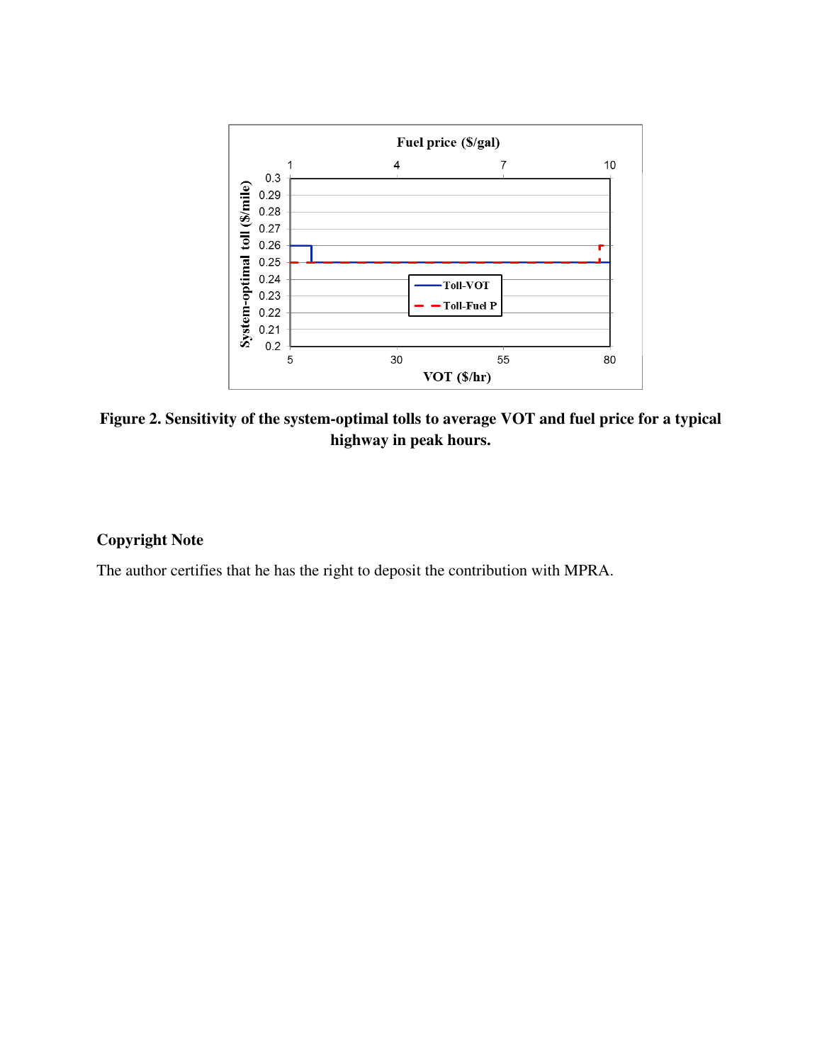**Figure 2. Sensitivity of the system-optimal tolls to average VOT and fuel price for a typical highway in peak hours.**

## Copyright Note

The author certifies that he has the right to deposit the contribution with MPRA.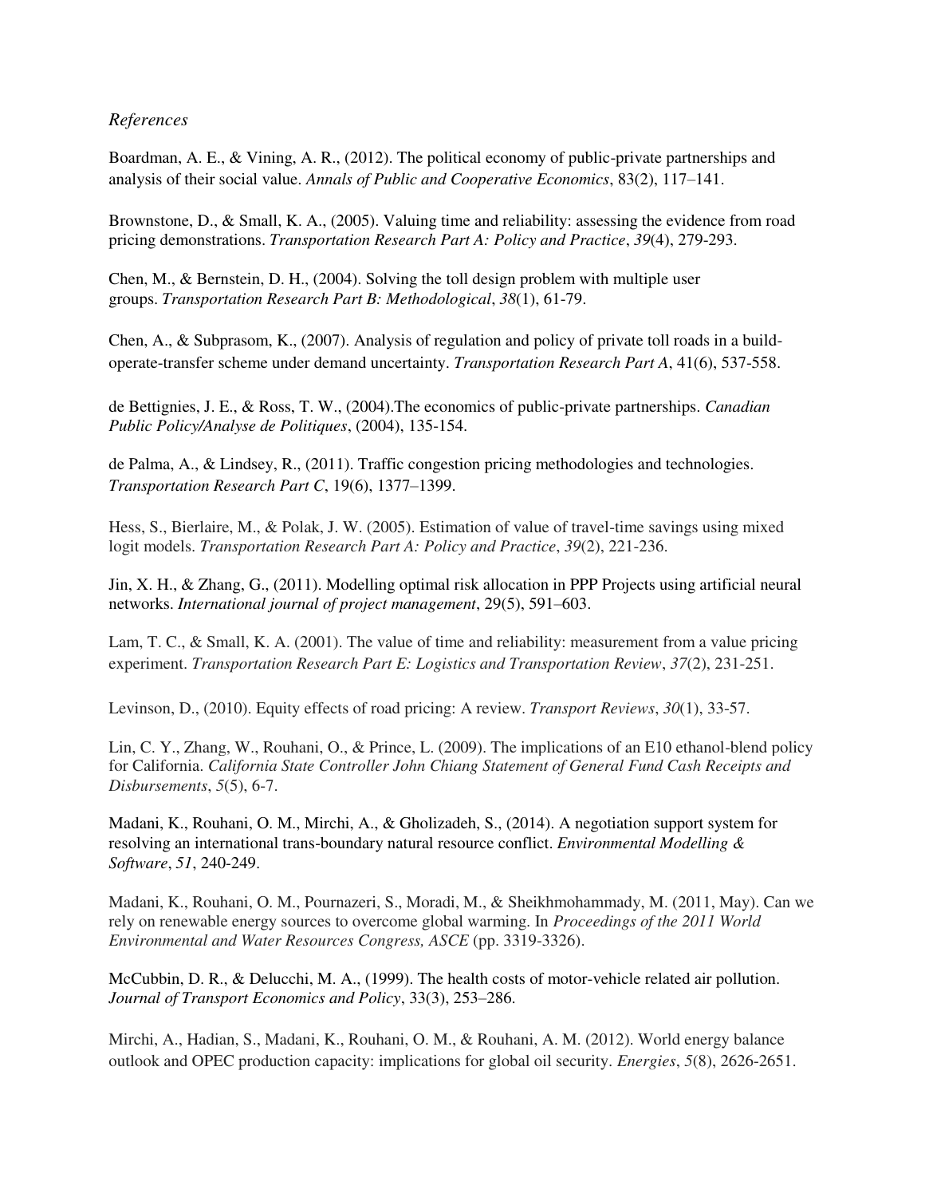*References*

Boardman, A. E., & Vining, A. R., (2012). The political economy of public-private partnerships and analysis of their social value. *Annals of Public and Cooperative Economics*, 83(2), 117–141.

Brownstone, D., & Small, K. A., (2005). Valuing time and reliability: assessing the evidence from road pricing demonstrations. *Transportation Research Part A: Policy and Practice*, *39*(4), 279-293.

Chen, M., & Bernstein, D. H., (2004). Solving the toll design problem with multiple user groups. *Transportation Research Part B: Methodological*, *38*(1), 61-79.

Chen, A., & Subprasom, K., (2007). Analysis of regulation and policy of private toll roads in a build-operate-transfer scheme under demand uncertainty. *Transportation Research Part A*, 41(6), 537-558.

de Bettignies, J. E., & Ross, T. W., (2004).The economics of public-private partnerships. *Canadian Public Policy/Analyse de Politiques*, (2004), 135-154.

de Palma, A., & Lindsey, R., (2011). Traffic congestion pricing methodologies and technologies. *Transportation Research Part C*, 19(6), 1377–1399.

Hess, S., Bierlaire, M., & Polak, J. W. (2005). Estimation of value of travel-time savings using mixed logit models. *Transportation Research Part A: Policy and Practice*, *39*(2), 221-236.

Jin, X. H., & Zhang, G., (2011). Modelling optimal risk allocation in PPP Projects using artificial neural networks. *International journal of project management*, 29(5), 591–603.

Lam, T. C., & Small, K. A. (2001). The value of time and reliability: measurement from a value pricing experiment. *Transportation Research Part E: Logistics and Transportation Review*, *37*(2), 231-251.

Levinson, D., (2010). Equity effects of road pricing: A review. *Transport Reviews*, *30*(1), 33-57.

Lin, C. Y., Zhang, W., Rouhani, O., & Prince, L. (2009). The implications of an E10 ethanol-blend policy for California. *California State Controller John Chiang Statement of General Fund Cash Receipts and Disbursements*, *5*(5), 6-7.

Madani, K., Rouhani, O. M., Mirchi, A., & Gholizadeh, S., (2014). A negotiation support system for resolving an international trans-boundary natural resource conflict. *Environmental Modelling & Software*, *51*, 240-249.

Madani, K., Rouhani, O. M., Pournazeri, S., Moradi, M., & Sheikhmohammady, M. (2011, May). Can we rely on renewable energy sources to overcome global warming. In *Proceedings of the 2011 World Environmental and Water Resources Congress, ASCE* (pp. 3319-3326).

McCubbin, D. R., & Delucchi, M. A., (1999). The health costs of motor-vehicle related air pollution. *Journal of Transport Economics and Policy*, 33(3), 253–286.

Mirchi, A., Hadian, S., Madani, K., Rouhani, O. M., & Rouhani, A. M. (2012). World energy balance outlook and OPEC production capacity: implications for global oil security. *Energies*, *5*(8), 2626-2651.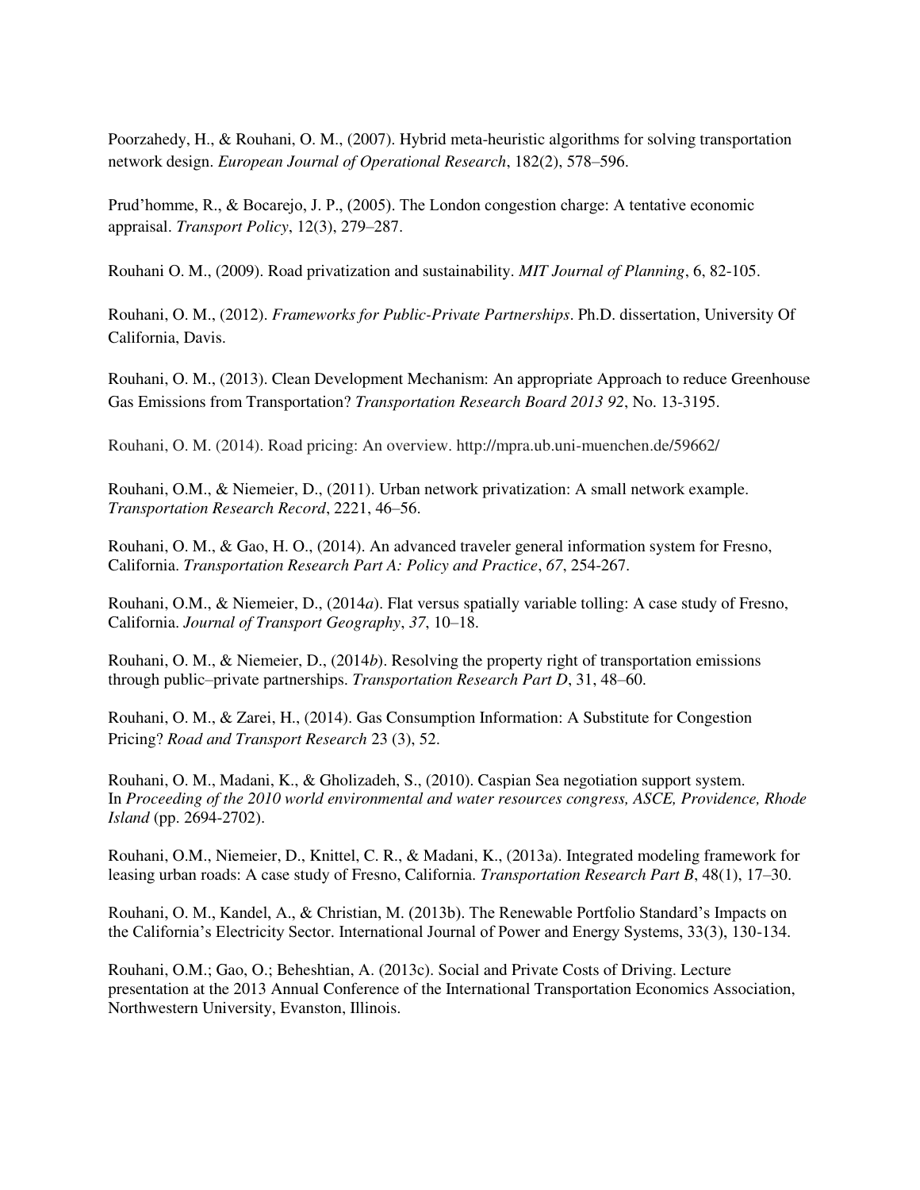Poorzahedy, H., & Rouhani, O. M., (2007). Hybrid meta-heuristic algorithms for solving transportation network design. *European Journal of Operational Research*, 182(2), 578–596.

Prud'homme, R., & Bocarejo, J. P., (2005). The London congestion charge: A tentative economic appraisal. *Transport Policy*, 12(3), 279–287.

Rouhani O. M., (2009). Road privatization and sustainability. *MIT Journal of Planning*, 6, 82-105.

Rouhani, O. M., (2012). *Frameworks for Public-Private Partnerships*. Ph.D. dissertation, University Of California, Davis.

Rouhani, O. M., (2013). Clean Development Mechanism: An appropriate Approach to reduce Greenhouse Gas Emissions from Transportation? *Transportation Research Board 2013 92*, No. 13-3195.

Rouhani, O. M. (2014). Road pricing: An overview. http://mpra.ub.uni-muenchen.de/59662/

Rouhani, O.M., & Niemeier, D., (2011). Urban network privatization: A small network example. *Transportation Research Record*, 2221, 46–56.

Rouhani, O. M., & Gao, H. O., (2014). An advanced traveler general information system for Fresno, California. *Transportation Research Part A: Policy and Practice*, *67*, 254-267.

Rouhani, O.M., & Niemeier, D., (2014*a*). Flat versus spatially variable tolling: A case study of Fresno, California. *Journal of Transport Geography*, *37*, 10–18.

Rouhani, O. M., & Niemeier, D., (2014*b*). Resolving the property right of transportation emissions through public–private partnerships. *Transportation Research Part D*, 31, 48–60.

Rouhani, O. M., & Zarei, H., (2014). Gas Consumption Information: A Substitute for Congestion Pricing? *Road and Transport Research* 23 (3), 52.

Rouhani, O. M., Madani, K., & Gholizadeh, S., (2010). Caspian Sea negotiation support system. In *Proceeding of the 2010 world environmental and water resources congress, ASCE, Providence, Rhode Island* (pp. 2694-2702).

Rouhani, O.M., Niemeier, D., Knittel, C. R., & Madani, K., (2013a). Integrated modeling framework for leasing urban roads: A case study of Fresno, California. *Transportation Research Part B*, 48(1), 17–30.

Rouhani, O. M., Kandel, A., & Christian, M. (2013b). The Renewable Portfolio Standard's Impacts on the California's Electricity Sector. International Journal of Power and Energy Systems, 33(3), 130-134.

Rouhani, O.M.; Gao, O.; Beheshtian, A. (2013c). Social and Private Costs of Driving. Lecture presentation at the 2013 Annual Conference of the International Transportation Economics Association, Northwestern University, Evanston, Illinois.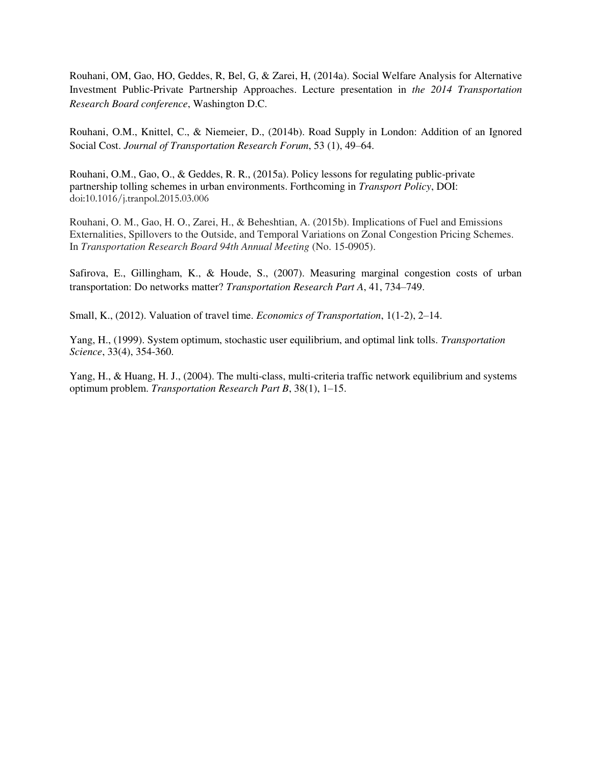Rouhani, OM, Gao, HO, Geddes, R, Bel, G, & Zarei, H, (2014a). Social Welfare Analysis for Alternative Investment Public-Private Partnership Approaches. Lecture presentation in *the 2014 Transportation Research Board conference*, Washington D.C.

Rouhani, O.M., Knittel, C., & Niemeier, D., (2014b). Road Supply in London: Addition of an Ignored Social Cost. *Journal of Transportation Research Forum*, 53 (1), 49–64.

Rouhani, O.M., Gao, O., & Geddes, R. R., (2015a). Policy lessons for regulating public-private partnership tolling schemes in urban environments. Forthcoming in *Transport Policy*, DOI: doi:10.1016/j.tranpol.2015.03.006

Rouhani, O. M., Gao, H. O., Zarei, H., & Beheshtian, A. (2015b). Implications of Fuel and Emissions Externalities, Spillovers to the Outside, and Temporal Variations on Zonal Congestion Pricing Schemes. In *Transportation Research Board 94th Annual Meeting* (No. 15-0905).

Safirova, E., Gillingham, K., & Houde, S., (2007). Measuring marginal congestion costs of urban transportation: Do networks matter? *Transportation Research Part A*, 41, 734–749.

Small, K., (2012). Valuation of travel time. *Economics of Transportation*, 1(1-2), 2–14.

Yang, H., (1999). System optimum, stochastic user equilibrium, and optimal link tolls. *Transportation Science*, 33(4), 354-360.

Yang, H., & Huang, H. J., (2004). The multi-class, multi-criteria traffic network equilibrium and systems optimum problem. *Transportation Research Part B*, 38(1), 1–15.